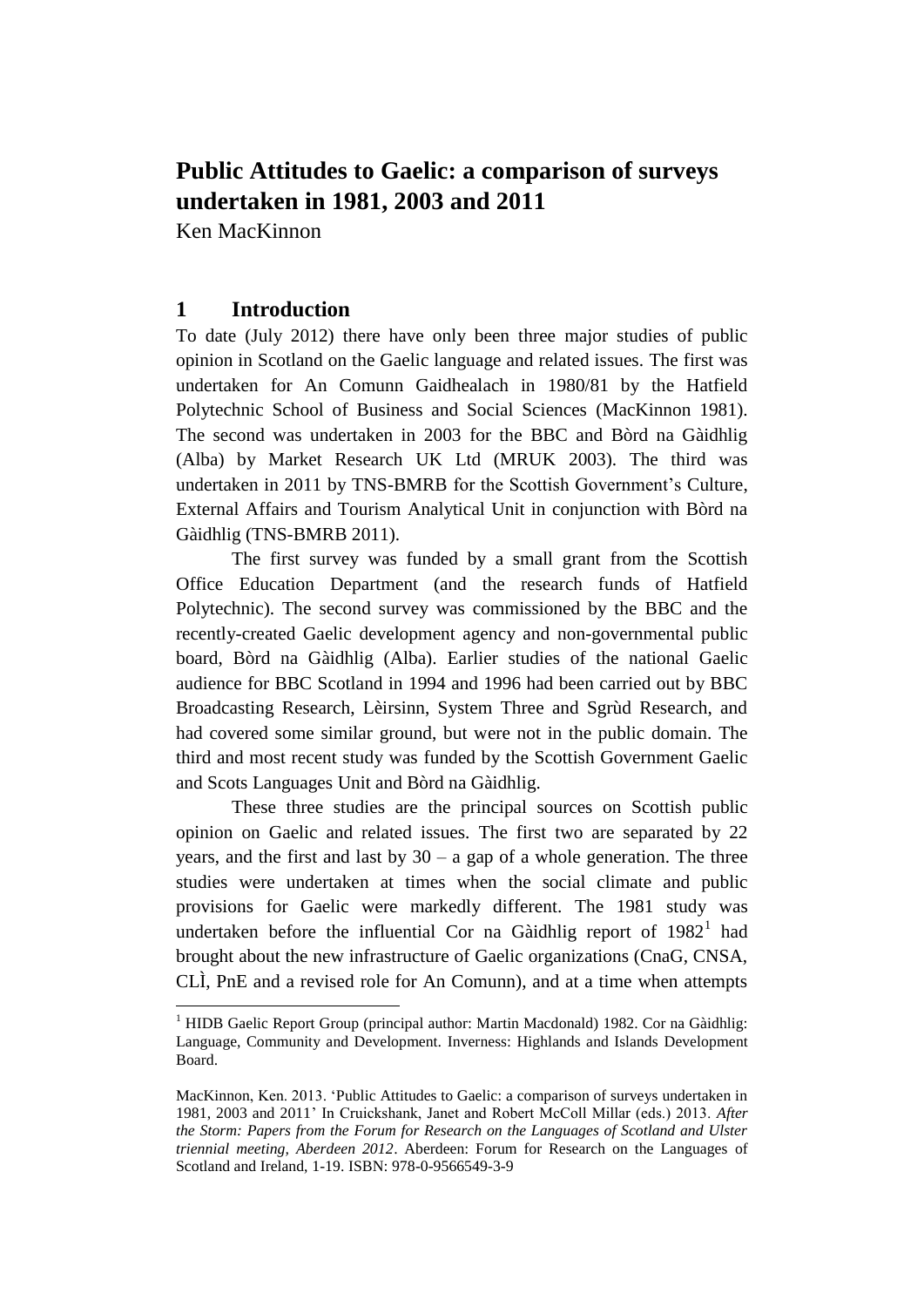# Public Attitudes to Gaelic: a comparison of surveys undertaken in 1981, 2003 and 2011

Ken MacKinnon

## 1 Introduction

To date (July 2012) there have only been three major studies of public opinion in Scotland on the Gaelic language and related issues. The first was undertaken for An Comunn Gaidhealach in 1980/81 by the Hatfield Polytechnic School of Business and Social Sciences (MacKinnon 1981). The second was undertaken in 2003 for the BBC and Bòrd na Gàidhlig (Alba) by Market Research UK Ltd (MRUK 2003). The third was undertaken in 2011 by TNS-BMRB for the Scottish Government's Culture, External Affairs and Tourism Analytical Unit in conjunction with Bòrd na Gàidhlig (TNS-BMRB 2011).

The first survey was funded by a small grant from the Scottish Office Education Department (and the research funds of Hatfield Polytechnic). The second survey was commissioned by the BBC and the recently-created Gaelic development agency and non-governmental public board, Bòrd na Gàidhlig (Alba). Earlier studies of the national Gaelic audience for BBC Scotland in 1994 and 1996 had been carried out by BBC Broadcasting Research, Lèirsinn, System Three and Sgrùd Research, and had covered some similar ground, but were not in the public domain. The third and most recent study was funded by the Scottish Government Gaelic and Scots Languages Unit and Bòrd na Gàidhlig.

These three studies are the principal sources on Scottish public opinion on Gaelic and related issues. The first two are separated by 22 years, and the first and last by 30 – a gap of a whole generation. The three studies were undertaken at times when the social climate and public provisions for Gaelic were markedly different. The 1981 study was undertaken before the influential Cor na Gàidhlig report of 1982[1] had brought about the new infrastructure of Gaelic organizations (CnaG, CNSA, CLÌ, PnE and a revised role for An Comunn), and at a time when attempts

[1] HIDB Gaelic Report Group (principal author: Martin Macdonald) 1982. Cor na Gàidhlig: Language, Community and Development. Inverness: Highlands and Islands Development Board.

MacKinnon, Ken. 2013. 'Public Attitudes to Gaelic: a comparison of surveys undertaken in 1981, 2003 and 2011' In Cruickshank, Janet and Robert McColl Millar (eds.) 2013. *After the Storm: Papers from the Forum for Research on the Languages of Scotland and Ulster triennial meeting, Aberdeen 2012*. Aberdeen: Forum for Research on the Languages of Scotland and Ireland, 1-19. ISBN: 978-0-9566549-3-9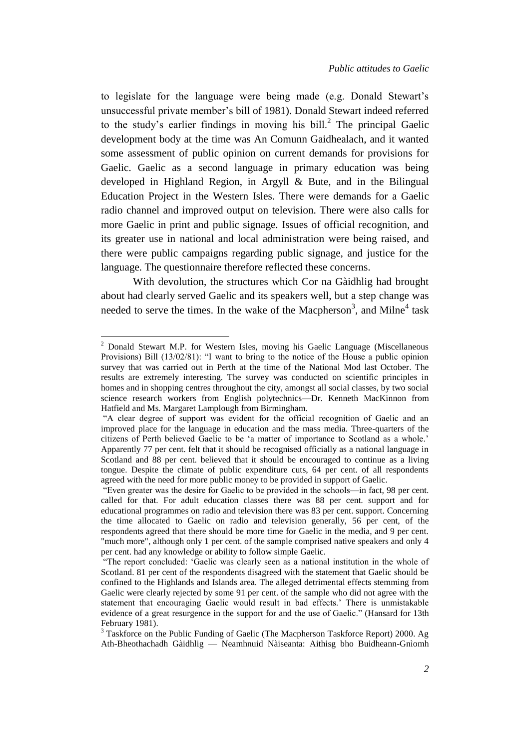to legislate for the language were being made (e.g. Donald Stewart's unsuccessful private member's bill of 1981). Donald Stewart indeed referred to the study's earlier findings in moving his bill.[2] The principal Gaelic development body at the time was An Comunn Gaidhealach, and it wanted some assessment of public opinion on current demands for provisions for Gaelic. Gaelic as a second language in primary education was being developed in Highland Region, in Argyll & Bute, and in the Bilingual Education Project in the Western Isles. There were demands for a Gaelic radio channel and improved output on television. There were also calls for more Gaelic in print and public signage. Issues of official recognition, and its greater use in national and local administration were being raised, and there were public campaigns regarding public signage, and justice for the language. The questionnaire therefore reflected these concerns.

With devolution, the structures which Cor na Gàidhlig had brought about had clearly served Gaelic and its speakers well, but a step change was needed to serve the times. In the wake of the Macpherson[3], and Milne[4] task

---

[2] Donald Stewart M.P. for Western Isles, moving his Gaelic Language (Miscellaneous Provisions) Bill (13/02/81): "I want to bring to the notice of the House a public opinion survey that was carried out in Perth at the time of the National Mod last October. The results are extremely interesting. The survey was conducted on scientific principles in homes and in shopping centres throughout the city, amongst all social classes, by two social science research workers from English polytechnics—Dr. Kenneth MacKinnon from Hatfield and Ms. Margaret Lamplough from Birmingham.

"A clear degree of support was evident for the official recognition of Gaelic and an improved place for the language in education and the mass media. Three-quarters of the citizens of Perth believed Gaelic to be 'a matter of importance to Scotland as a whole.' Apparently 77 per cent. felt that it should be recognised officially as a national language in Scotland and 88 per cent. believed that it should be encouraged to continue as a living tongue. Despite the climate of public expenditure cuts, 64 per cent. of all respondents agreed with the need for more public money to be provided in support of Gaelic.

"Even greater was the desire for Gaelic to be provided in the schools—in fact, 98 per cent. called for that. For adult education classes there was 88 per cent. support and for educational programmes on radio and television there was 83 per cent. support. Concerning the time allocated to Gaelic on radio and television generally, 56 per cent, of the respondents agreed that there should be more time for Gaelic in the media, and 9 per cent. "much more", although only 1 per cent. of the sample comprised native speakers and only 4 per cent. had any knowledge or ability to follow simple Gaelic.

"The report concluded: 'Gaelic was clearly seen as a national institution in the whole of Scotland. 81 per cent of the respondents disagreed with the statement that Gaelic should be confined to the Highlands and Islands area. The alleged detrimental effects stemming from Gaelic were clearly rejected by some 91 per cent. of the sample who did not agree with the statement that encouraging Gaelic would result in bad effects.' There is unmistakable evidence of a great resurgence in the support for and the use of Gaelic." (Hansard for 13th February 1981).

[3] Taskforce on the Public Funding of Gaelic (The Macpherson Taskforce Report) 2000. Ag Ath-Bheothachadh Gàidhlig — Neamhnuid Nàiseanta: Aithisg bho Buidheann-Gnìomh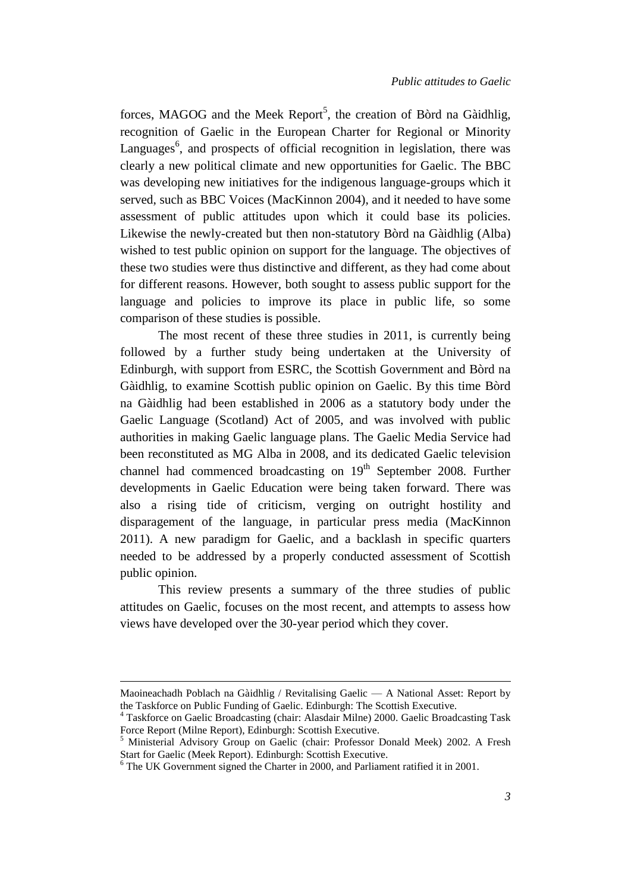forces, MAGOG and the Meek Report[5], the creation of Bòrd na Gàidhlig, recognition of Gaelic in the European Charter for Regional or Minority Languages[6], and prospects of official recognition in legislation, there was clearly a new political climate and new opportunities for Gaelic. The BBC was developing new initiatives for the indigenous language-groups which it served, such as BBC Voices (MacKinnon 2004), and it needed to have some assessment of public attitudes upon which it could base its policies. Likewise the newly-created but then non-statutory Bòrd na Gàidhlig (Alba) wished to test public opinion on support for the language. The objectives of these two studies were thus distinctive and different, as they had come about for different reasons. However, both sought to assess public support for the language and policies to improve its place in public life, so some comparison of these studies is possible.

The most recent of these three studies in 2011, is currently being followed by a further study being undertaken at the University of Edinburgh, with support from ESRC, the Scottish Government and Bòrd na Gàidhlig, to examine Scottish public opinion on Gaelic. By this time Bòrd na Gàidhlig had been established in 2006 as a statutory body under the Gaelic Language (Scotland) Act of 2005, and was involved with public authorities in making Gaelic language plans. The Gaelic Media Service had been reconstituted as MG Alba in 2008, and its dedicated Gaelic television channel had commenced broadcasting on 19th September 2008. Further developments in Gaelic Education were being taken forward. There was also a rising tide of criticism, verging on outright hostility and disparagement of the language, in particular press media (MacKinnon 2011). A new paradigm for Gaelic, and a backlash in specific quarters needed to be addressed by a properly conducted assessment of Scottish public opinion.

This review presents a summary of the three studies of public attitudes on Gaelic, focuses on the most recent, and attempts to assess how views have developed over the 30-year period which they cover.

---

Maoineachadh Poblach na Gàidhlig / Revitalising Gaelic — A National Asset: Report by the Taskforce on Public Funding of Gaelic. Edinburgh: The Scottish Executive.

[4] Taskforce on Gaelic Broadcasting (chair: Alasdair Milne) 2000. Gaelic Broadcasting Task Force Report (Milne Report), Edinburgh: Scottish Executive.

[5] Ministerial Advisory Group on Gaelic (chair: Professor Donald Meek) 2002. A Fresh Start for Gaelic (Meek Report). Edinburgh: Scottish Executive.

[6] The UK Government signed the Charter in 2000, and Parliament ratified it in 2001.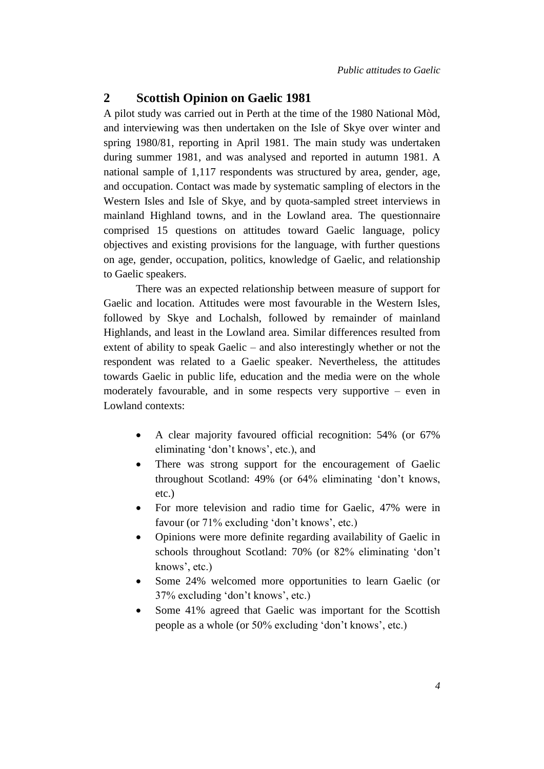## 2 Scottish Opinion on Gaelic 1981

A pilot study was carried out in Perth at the time of the 1980 National Mòd, and interviewing was then undertaken on the Isle of Skye over winter and spring 1980/81, reporting in April 1981. The main study was undertaken during summer 1981, and was analysed and reported in autumn 1981. A national sample of 1,117 respondents was structured by area, gender, age, and occupation. Contact was made by systematic sampling of electors in the Western Isles and Isle of Skye, and by quota-sampled street interviews in mainland Highland towns, and in the Lowland area. The questionnaire comprised 15 questions on attitudes toward Gaelic language, policy objectives and existing provisions for the language, with further questions on age, gender, occupation, politics, knowledge of Gaelic, and relationship to Gaelic speakers.

There was an expected relationship between measure of support for Gaelic and location. Attitudes were most favourable in the Western Isles, followed by Skye and Lochalsh, followed by remainder of mainland Highlands, and least in the Lowland area. Similar differences resulted from extent of ability to speak Gaelic – and also interestingly whether or not the respondent was related to a Gaelic speaker. Nevertheless, the attitudes towards Gaelic in public life, education and the media were on the whole moderately favourable, and in some respects very supportive – even in Lowland contexts:

- A clear majority favoured official recognition: 54% (or 67% eliminating 'don't knows', etc.), and
- There was strong support for the encouragement of Gaelic throughout Scotland: 49% (or 64% eliminating 'don't knows, etc.)
- For more television and radio time for Gaelic, 47% were in favour (or 71% excluding 'don't knows', etc.)
- Opinions were more definite regarding availability of Gaelic in schools throughout Scotland: 70% (or 82% eliminating 'don't knows', etc.)
- Some 24% welcomed more opportunities to learn Gaelic (or 37% excluding 'don't knows', etc.)
- Some 41% agreed that Gaelic was important for the Scottish people as a whole (or 50% excluding 'don't knows', etc.)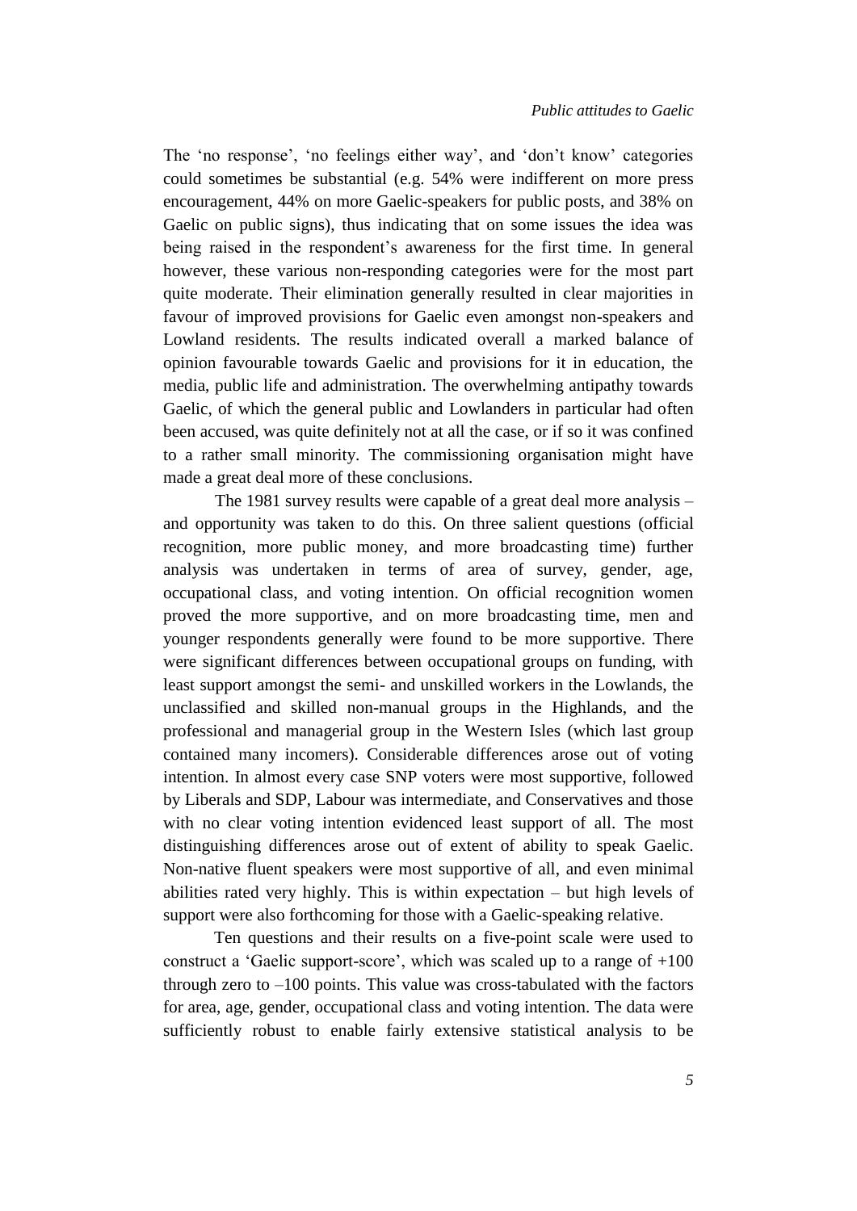The 'no response', 'no feelings either way', and 'don't know' categories could sometimes be substantial (e.g. 54% were indifferent on more press encouragement, 44% on more Gaelic-speakers for public posts, and 38% on Gaelic on public signs), thus indicating that on some issues the idea was being raised in the respondent's awareness for the first time. In general however, these various non-responding categories were for the most part quite moderate. Their elimination generally resulted in clear majorities in favour of improved provisions for Gaelic even amongst non-speakers and Lowland residents. The results indicated overall a marked balance of opinion favourable towards Gaelic and provisions for it in education, the media, public life and administration. The overwhelming antipathy towards Gaelic, of which the general public and Lowlanders in particular had often been accused, was quite definitely not at all the case, or if so it was confined to a rather small minority. The commissioning organisation might have made a great deal more of these conclusions.

The 1981 survey results were capable of a great deal more analysis – and opportunity was taken to do this. On three salient questions (official recognition, more public money, and more broadcasting time) further analysis was undertaken in terms of area of survey, gender, age, occupational class, and voting intention. On official recognition women proved the more supportive, and on more broadcasting time, men and younger respondents generally were found to be more supportive. There were significant differences between occupational groups on funding, with least support amongst the semi- and unskilled workers in the Lowlands, the unclassified and skilled non-manual groups in the Highlands, and the professional and managerial group in the Western Isles (which last group contained many incomers). Considerable differences arose out of voting intention. In almost every case SNP voters were most supportive, followed by Liberals and SDP, Labour was intermediate, and Conservatives and those with no clear voting intention evidenced least support of all. The most distinguishing differences arose out of extent of ability to speak Gaelic. Non-native fluent speakers were most supportive of all, and even minimal abilities rated very highly. This is within expectation – but high levels of support were also forthcoming for those with a Gaelic-speaking relative.

Ten questions and their results on a five-point scale were used to construct a 'Gaelic support-score', which was scaled up to a range of +100 through zero to –100 points. This value was cross-tabulated with the factors for area, age, gender, occupational class and voting intention. The data were sufficiently robust to enable fairly extensive statistical analysis to be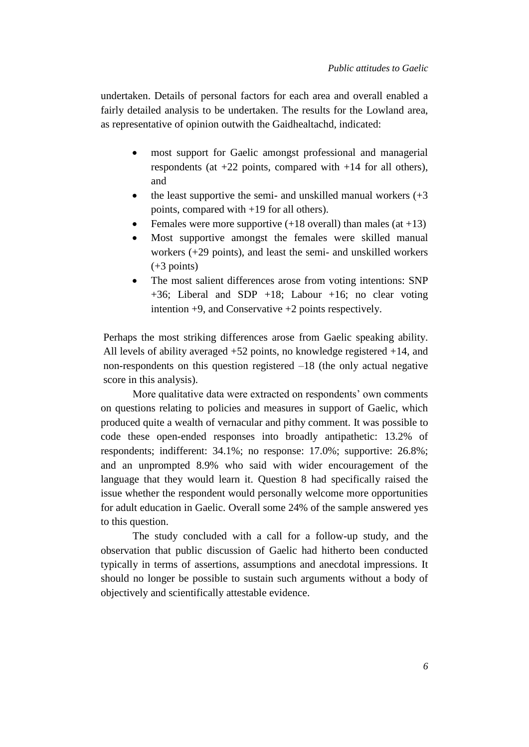undertaken. Details of personal factors for each area and overall enabled a fairly detailed analysis to be undertaken. The results for the Lowland area, as representative of opinion outwith the Gaidhealtachd, indicated:

- most support for Gaelic amongst professional and managerial respondents (at +22 points, compared with +14 for all others), and
- the least supportive the semi- and unskilled manual workers (+3 points, compared with +19 for all others).
- Females were more supportive (+18 overall) than males (at +13)
- Most supportive amongst the females were skilled manual workers (+29 points), and least the semi- and unskilled workers (+3 points)
- The most salient differences arose from voting intentions: SNP +36; Liberal and SDP +18; Labour +16; no clear voting intention +9, and Conservative +2 points respectively.

Perhaps the most striking differences arose from Gaelic speaking ability. All levels of ability averaged +52 points, no knowledge registered +14, and non-respondents on this question registered –18 (the only actual negative score in this analysis).

More qualitative data were extracted on respondents' own comments on questions relating to policies and measures in support of Gaelic, which produced quite a wealth of vernacular and pithy comment. It was possible to code these open-ended responses into broadly antipathetic: 13.2% of respondents; indifferent: 34.1%; no response: 17.0%; supportive: 26.8%; and an unprompted 8.9% who said with wider encouragement of the language that they would learn it. Question 8 had specifically raised the issue whether the respondent would personally welcome more opportunities for adult education in Gaelic. Overall some 24% of the sample answered yes to this question.

The study concluded with a call for a follow-up study, and the observation that public discussion of Gaelic had hitherto been conducted typically in terms of assertions, assumptions and anecdotal impressions. It should no longer be possible to sustain such arguments without a body of objectively and scientifically attestable evidence.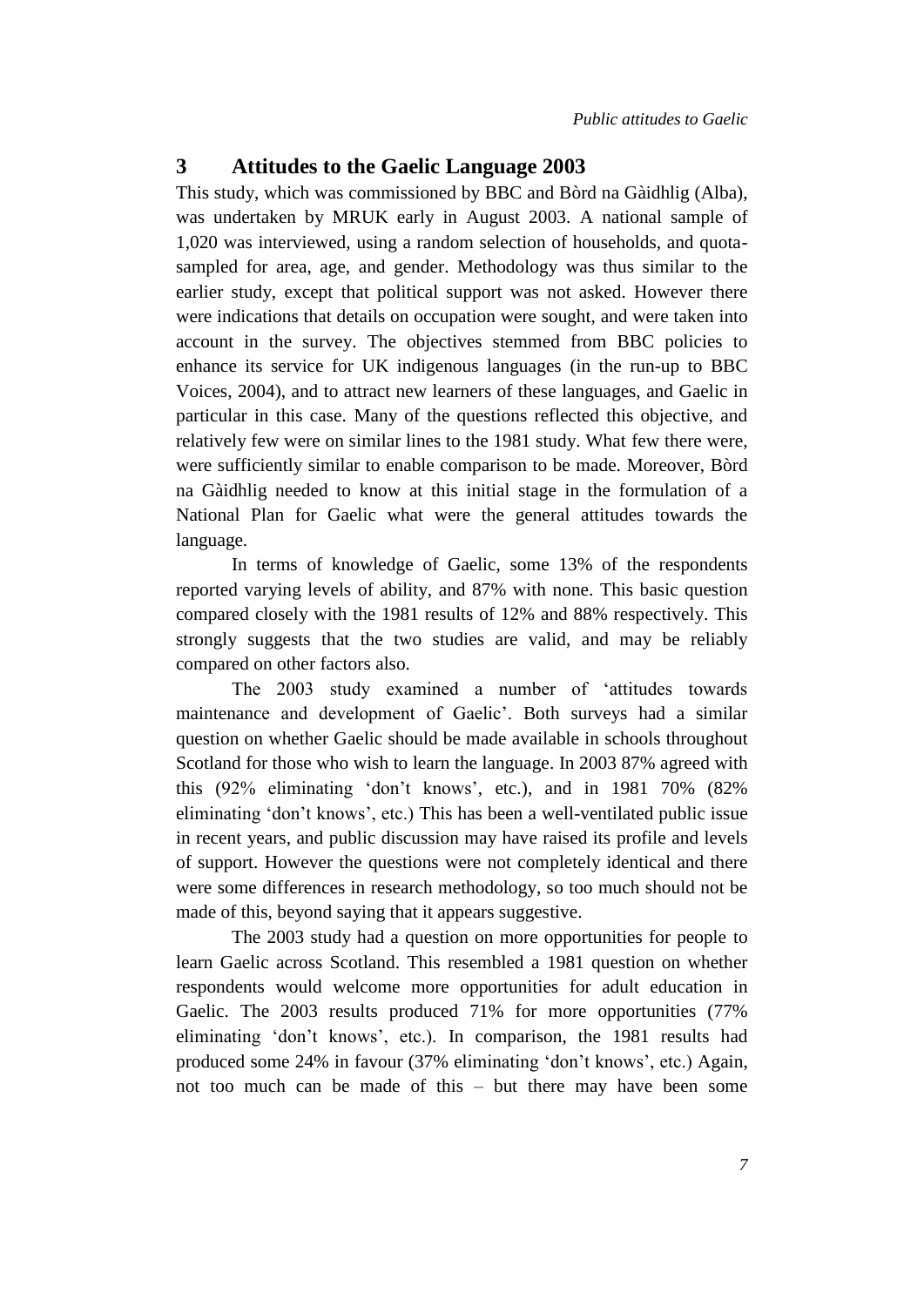## 3 Attitudes to the Gaelic Language 2003

This study, which was commissioned by BBC and Bòrd na Gàidhlig (Alba), was undertaken by MRUK early in August 2003. A national sample of 1,020 was interviewed, using a random selection of households, and quota-sampled for area, age, and gender. Methodology was thus similar to the earlier study, except that political support was not asked. However there were indications that details on occupation were sought, and were taken into account in the survey. The objectives stemmed from BBC policies to enhance its service for UK indigenous languages (in the run-up to BBC Voices, 2004), and to attract new learners of these languages, and Gaelic in particular in this case. Many of the questions reflected this objective, and relatively few were on similar lines to the 1981 study. What few there were, were sufficiently similar to enable comparison to be made. Moreover, Bòrd na Gàidhlig needed to know at this initial stage in the formulation of a National Plan for Gaelic what were the general attitudes towards the language.

In terms of knowledge of Gaelic, some 13% of the respondents reported varying levels of ability, and 87% with none. This basic question compared closely with the 1981 results of 12% and 88% respectively. This strongly suggests that the two studies are valid, and may be reliably compared on other factors also.

The 2003 study examined a number of 'attitudes towards maintenance and development of Gaelic'. Both surveys had a similar question on whether Gaelic should be made available in schools throughout Scotland for those who wish to learn the language. In 2003 87% agreed with this (92% eliminating 'don't knows', etc.), and in 1981 70% (82% eliminating 'don't knows', etc.) This has been a well-ventilated public issue in recent years, and public discussion may have raised its profile and levels of support. However the questions were not completely identical and there were some differences in research methodology, so too much should not be made of this, beyond saying that it appears suggestive.

The 2003 study had a question on more opportunities for people to learn Gaelic across Scotland. This resembled a 1981 question on whether respondents would welcome more opportunities for adult education in Gaelic. The 2003 results produced 71% for more opportunities (77% eliminating 'don't knows', etc.). In comparison, the 1981 results had produced some 24% in favour (37% eliminating 'don't knows', etc.) Again, not too much can be made of this – but there may have been some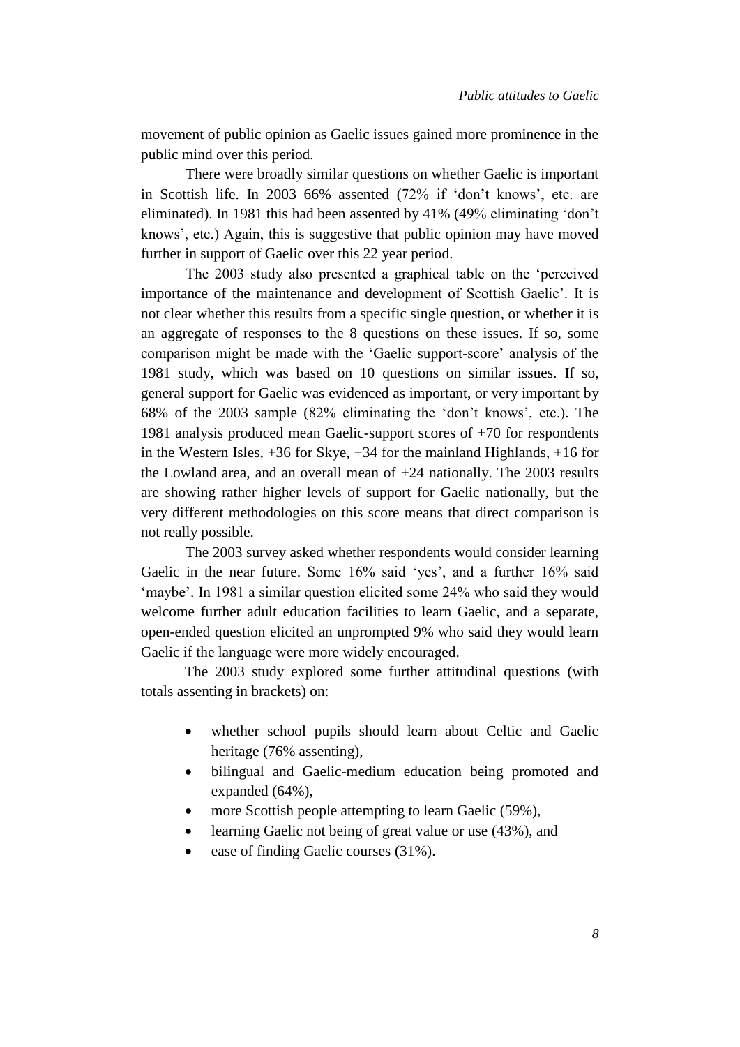movement of public opinion as Gaelic issues gained more prominence in the public mind over this period.

There were broadly similar questions on whether Gaelic is important in Scottish life. In 2003 66% assented (72% if 'don't knows', etc. are eliminated). In 1981 this had been assented by 41% (49% eliminating 'don't knows', etc.) Again, this is suggestive that public opinion may have moved further in support of Gaelic over this 22 year period.

The 2003 study also presented a graphical table on the 'perceived importance of the maintenance and development of Scottish Gaelic'. It is not clear whether this results from a specific single question, or whether it is an aggregate of responses to the 8 questions on these issues. If so, some comparison might be made with the 'Gaelic support-score' analysis of the 1981 study, which was based on 10 questions on similar issues. If so, general support for Gaelic was evidenced as important, or very important by 68% of the 2003 sample (82% eliminating the 'don't knows', etc.). The 1981 analysis produced mean Gaelic-support scores of +70 for respondents in the Western Isles, +36 for Skye, +34 for the mainland Highlands, +16 for the Lowland area, and an overall mean of +24 nationally. The 2003 results are showing rather higher levels of support for Gaelic nationally, but the very different methodologies on this score means that direct comparison is not really possible.

The 2003 survey asked whether respondents would consider learning Gaelic in the near future. Some 16% said 'yes', and a further 16% said 'maybe'. In 1981 a similar question elicited some 24% who said they would welcome further adult education facilities to learn Gaelic, and a separate, open-ended question elicited an unprompted 9% who said they would learn Gaelic if the language were more widely encouraged.

The 2003 study explored some further attitudinal questions (with totals assenting in brackets) on:

- whether school pupils should learn about Celtic and Gaelic heritage (76% assenting),
- bilingual and Gaelic-medium education being promoted and expanded (64%),
- more Scottish people attempting to learn Gaelic (59%),
- learning Gaelic not being of great value or use (43%), and
- ease of finding Gaelic courses (31%).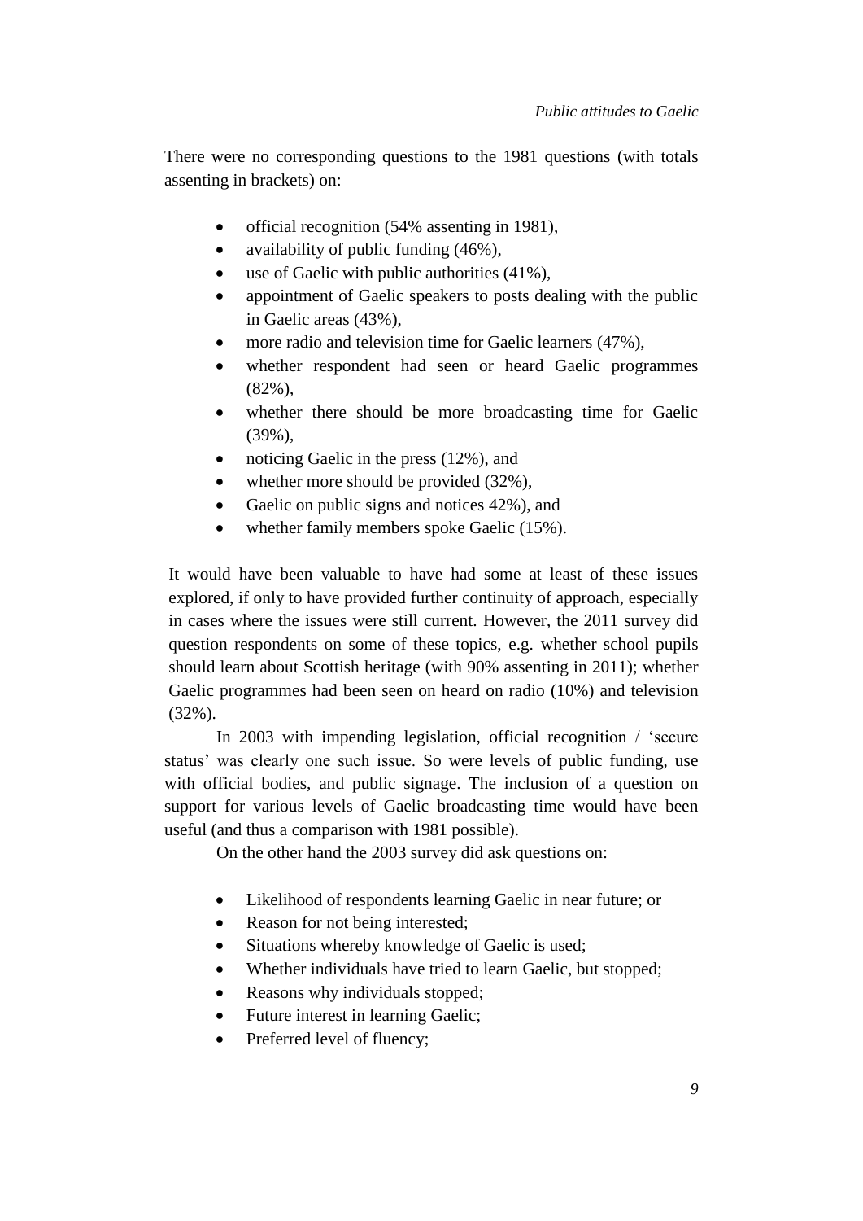There were no corresponding questions to the 1981 questions (with totals assenting in brackets) on:

- official recognition (54% assenting in 1981),
- availability of public funding (46%),
- use of Gaelic with public authorities (41%),
- appointment of Gaelic speakers to posts dealing with the public in Gaelic areas (43%),
- more radio and television time for Gaelic learners (47%),
- whether respondent had seen or heard Gaelic programmes (82%),
- whether there should be more broadcasting time for Gaelic (39%),
- noticing Gaelic in the press (12%), and
- whether more should be provided (32%),
- Gaelic on public signs and notices 42%), and
- whether family members spoke Gaelic (15%).

It would have been valuable to have had some at least of these issues explored, if only to have provided further continuity of approach, especially in cases where the issues were still current. However, the 2011 survey did question respondents on some of these topics, e.g. whether school pupils should learn about Scottish heritage (with 90% assenting in 2011); whether Gaelic programmes had been seen on heard on radio (10%) and television (32%).

In 2003 with impending legislation, official recognition / 'secure status' was clearly one such issue. So were levels of public funding, use with official bodies, and public signage. The inclusion of a question on support for various levels of Gaelic broadcasting time would have been useful (and thus a comparison with 1981 possible).

On the other hand the 2003 survey did ask questions on:

- Likelihood of respondents learning Gaelic in near future; or
- Reason for not being interested;
- Situations whereby knowledge of Gaelic is used;
- Whether individuals have tried to learn Gaelic, but stopped;
- Reasons why individuals stopped;
- Future interest in learning Gaelic;
- Preferred level of fluency;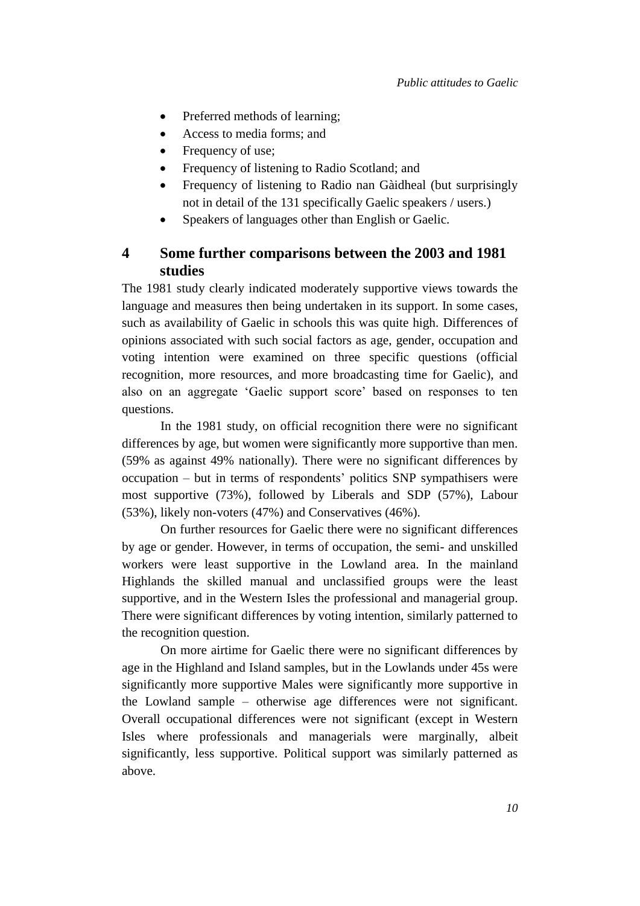- Preferred methods of learning;
- Access to media forms; and
- Frequency of use;
- Frequency of listening to Radio Scotland; and
- Frequency of listening to Radio nan Gàidheal (but surprisingly not in detail of the 131 specifically Gaelic speakers / users.)
- Speakers of languages other than English or Gaelic.

## 4 Some further comparisons between the 2003 and 1981 studies

The 1981 study clearly indicated moderately supportive views towards the language and measures then being undertaken in its support. In some cases, such as availability of Gaelic in schools this was quite high. Differences of opinions associated with such social factors as age, gender, occupation and voting intention were examined on three specific questions (official recognition, more resources, and more broadcasting time for Gaelic), and also on an aggregate 'Gaelic support score' based on responses to ten questions.

In the 1981 study, on official recognition there were no significant differences by age, but women were significantly more supportive than men. (59% as against 49% nationally). There were no significant differences by occupation – but in terms of respondents' politics SNP sympathisers were most supportive (73%), followed by Liberals and SDP (57%), Labour (53%), likely non-voters (47%) and Conservatives (46%).

On further resources for Gaelic there were no significant differences by age or gender. However, in terms of occupation, the semi- and unskilled workers were least supportive in the Lowland area. In the mainland Highlands the skilled manual and unclassified groups were the least supportive, and in the Western Isles the professional and managerial group. There were significant differences by voting intention, similarly patterned to the recognition question.

On more airtime for Gaelic there were no significant differences by age in the Highland and Island samples, but in the Lowlands under 45s were significantly more supportive Males were significantly more supportive in the Lowland sample – otherwise age differences were not significant. Overall occupational differences were not significant (except in Western Isles where professionals and managerials were marginally, albeit significantly, less supportive. Political support was similarly patterned as above.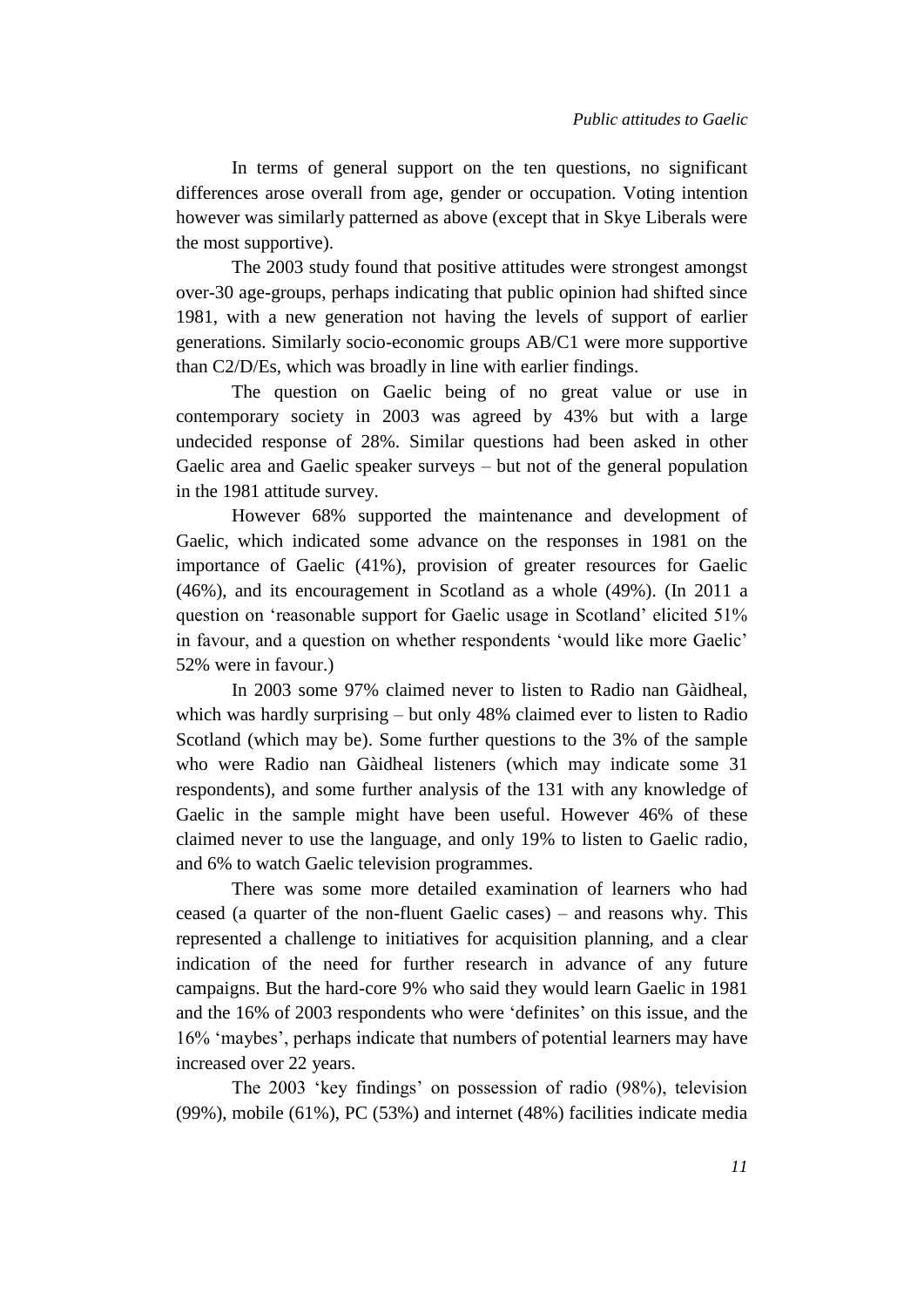In terms of general support on the ten questions, no significant differences arose overall from age, gender or occupation. Voting intention however was similarly patterned as above (except that in Skye Liberals were the most supportive).

The 2003 study found that positive attitudes were strongest amongst over-30 age-groups, perhaps indicating that public opinion had shifted since 1981, with a new generation not having the levels of support of earlier generations. Similarly socio-economic groups AB/C1 were more supportive than C2/D/Es, which was broadly in line with earlier findings.

The question on Gaelic being of no great value or use in contemporary society in 2003 was agreed by 43% but with a large undecided response of 28%. Similar questions had been asked in other Gaelic area and Gaelic speaker surveys – but not of the general population in the 1981 attitude survey.

However 68% supported the maintenance and development of Gaelic, which indicated some advance on the responses in 1981 on the importance of Gaelic (41%), provision of greater resources for Gaelic (46%), and its encouragement in Scotland as a whole (49%). (In 2011 a question on 'reasonable support for Gaelic usage in Scotland' elicited 51% in favour, and a question on whether respondents 'would like more Gaelic' 52% were in favour.)

In 2003 some 97% claimed never to listen to Radio nan Gàidheal, which was hardly surprising – but only 48% claimed ever to listen to Radio Scotland (which may be). Some further questions to the 3% of the sample who were Radio nan Gàidheal listeners (which may indicate some 31 respondents), and some further analysis of the 131 with any knowledge of Gaelic in the sample might have been useful. However 46% of these claimed never to use the language, and only 19% to listen to Gaelic radio, and 6% to watch Gaelic television programmes.

There was some more detailed examination of learners who had ceased (a quarter of the non-fluent Gaelic cases) – and reasons why. This represented a challenge to initiatives for acquisition planning, and a clear indication of the need for further research in advance of any future campaigns. But the hard-core 9% who said they would learn Gaelic in 1981 and the 16% of 2003 respondents who were 'definites' on this issue, and the 16% 'maybes', perhaps indicate that numbers of potential learners may have increased over 22 years.

The 2003 'key findings' on possession of radio (98%), television (99%), mobile (61%), PC (53%) and internet (48%) facilities indicate media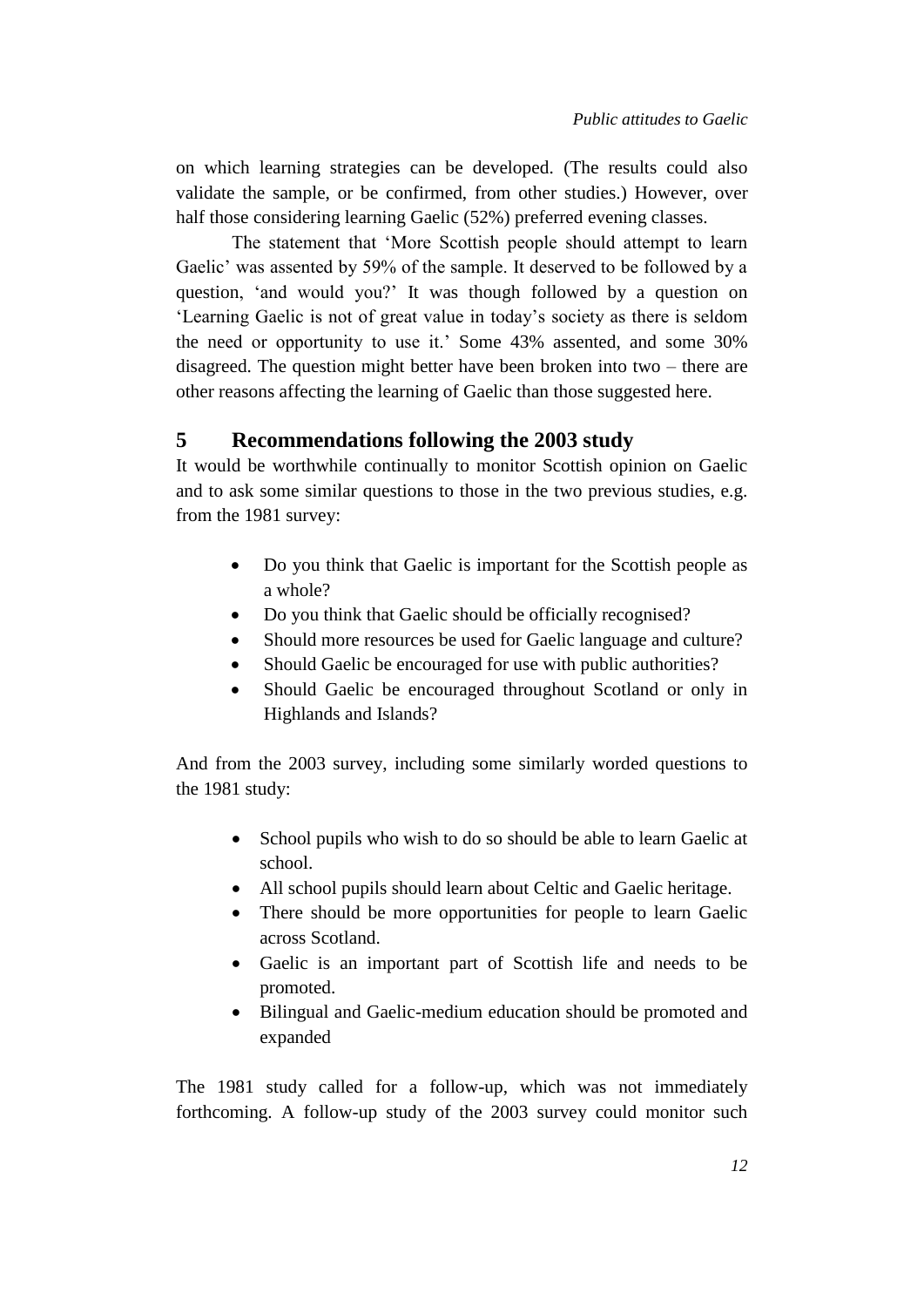on which learning strategies can be developed. (The results could also validate the sample, or be confirmed, from other studies.) However, over half those considering learning Gaelic (52%) preferred evening classes.

The statement that 'More Scottish people should attempt to learn Gaelic' was assented by 59% of the sample. It deserved to be followed by a question, 'and would you?' It was though followed by a question on 'Learning Gaelic is not of great value in today's society as there is seldom the need or opportunity to use it.' Some 43% assented, and some 30% disagreed. The question might better have been broken into two – there are other reasons affecting the learning of Gaelic than those suggested here.

## 5 Recommendations following the 2003 study

It would be worthwhile continually to monitor Scottish opinion on Gaelic and to ask some similar questions to those in the two previous studies, e.g. from the 1981 survey:

- Do you think that Gaelic is important for the Scottish people as a whole?
- Do you think that Gaelic should be officially recognised?
- Should more resources be used for Gaelic language and culture?
- Should Gaelic be encouraged for use with public authorities?
- Should Gaelic be encouraged throughout Scotland or only in Highlands and Islands?

And from the 2003 survey, including some similarly worded questions to the 1981 study:

- School pupils who wish to do so should be able to learn Gaelic at school.
- All school pupils should learn about Celtic and Gaelic heritage.
- There should be more opportunities for people to learn Gaelic across Scotland.
- Gaelic is an important part of Scottish life and needs to be promoted.
- Bilingual and Gaelic-medium education should be promoted and expanded

The 1981 study called for a follow-up, which was not immediately forthcoming. A follow-up study of the 2003 survey could monitor such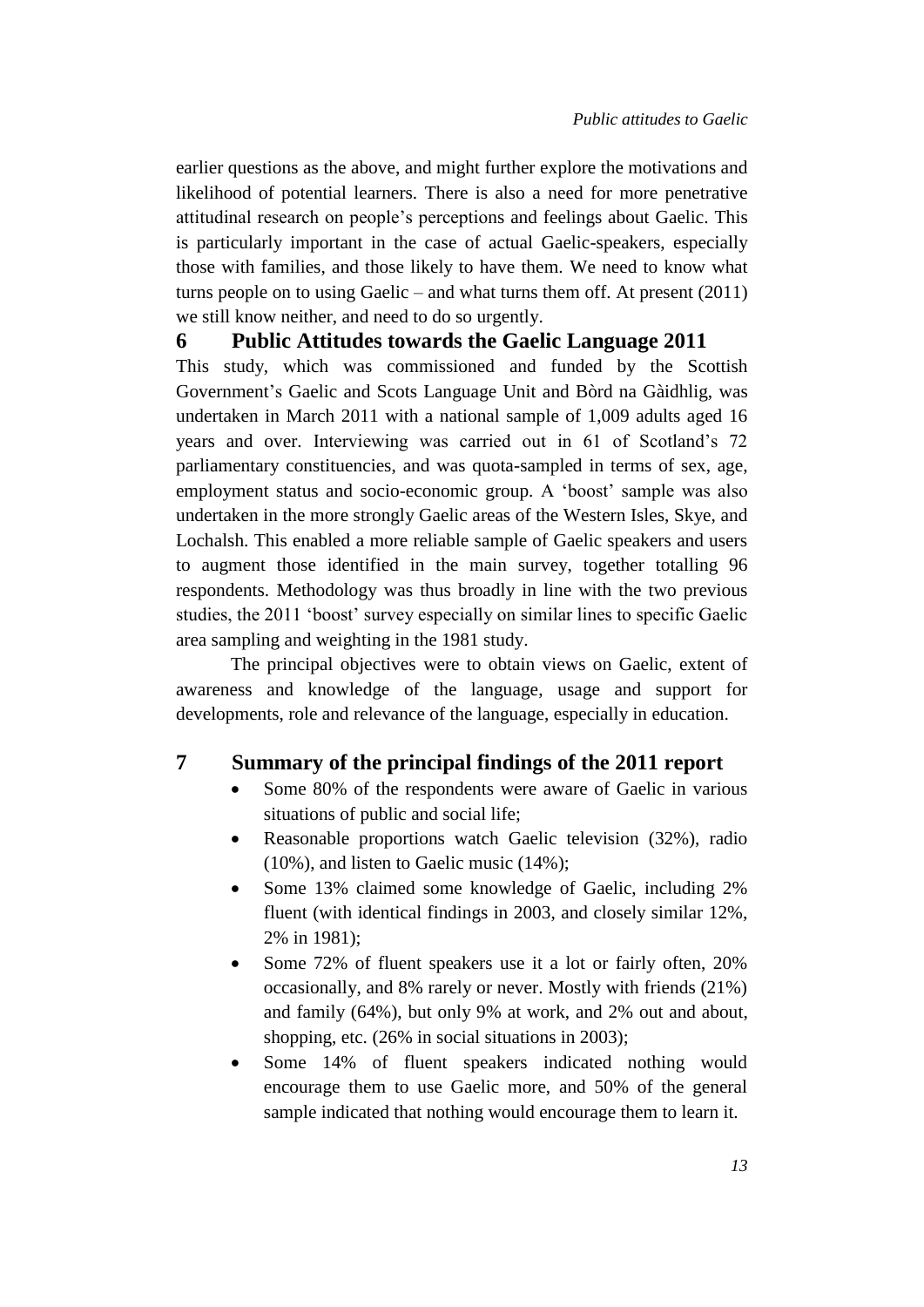earlier questions as the above, and might further explore the motivations and likelihood of potential learners. There is also a need for more penetrative attitudinal research on people's perceptions and feelings about Gaelic. This is particularly important in the case of actual Gaelic-speakers, especially those with families, and those likely to have them. We need to know what turns people on to using Gaelic – and what turns them off. At present (2011) we still know neither, and need to do so urgently.

## 6 Public Attitudes towards the Gaelic Language 2011

This study, which was commissioned and funded by the Scottish Government's Gaelic and Scots Language Unit and Bòrd na Gàidhlig, was undertaken in March 2011 with a national sample of 1,009 adults aged 16 years and over. Interviewing was carried out in 61 of Scotland's 72 parliamentary constituencies, and was quota-sampled in terms of sex, age, employment status and socio-economic group. A 'boost' sample was also undertaken in the more strongly Gaelic areas of the Western Isles, Skye, and Lochalsh. This enabled a more reliable sample of Gaelic speakers and users to augment those identified in the main survey, together totalling 96 respondents. Methodology was thus broadly in line with the two previous studies, the 2011 'boost' survey especially on similar lines to specific Gaelic area sampling and weighting in the 1981 study.

The principal objectives were to obtain views on Gaelic, extent of awareness and knowledge of the language, usage and support for developments, role and relevance of the language, especially in education.

## 7 Summary of the principal findings of the 2011 report

- Some 80% of the respondents were aware of Gaelic in various situations of public and social life;
- Reasonable proportions watch Gaelic television (32%), radio (10%), and listen to Gaelic music (14%);
- Some 13% claimed some knowledge of Gaelic, including 2% fluent (with identical findings in 2003, and closely similar 12%, 2% in 1981);
- Some 72% of fluent speakers use it a lot or fairly often, 20% occasionally, and 8% rarely or never. Mostly with friends (21%) and family (64%), but only 9% at work, and 2% out and about, shopping, etc. (26% in social situations in 2003);
- Some 14% of fluent speakers indicated nothing would encourage them to use Gaelic more, and 50% of the general sample indicated that nothing would encourage them to learn it.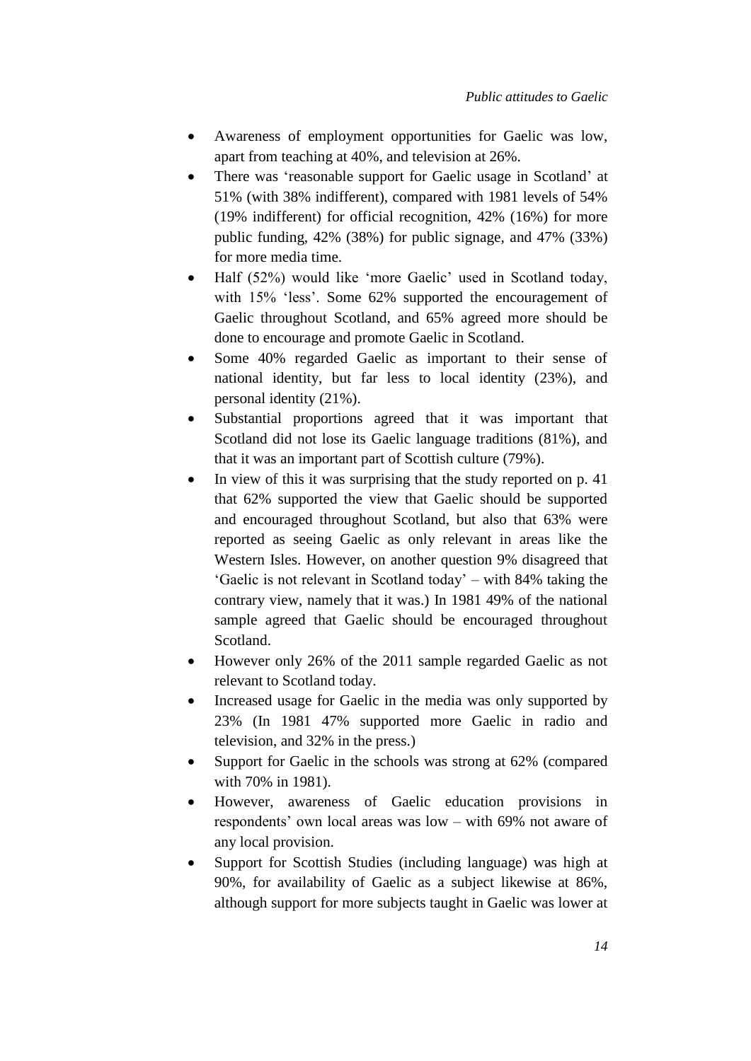- Awareness of employment opportunities for Gaelic was low, apart from teaching at 40%, and television at 26%.
- There was 'reasonable support for Gaelic usage in Scotland' at 51% (with 38% indifferent), compared with 1981 levels of 54% (19% indifferent) for official recognition, 42% (16%) for more public funding, 42% (38%) for public signage, and 47% (33%) for more media time.
- Half (52%) would like 'more Gaelic' used in Scotland today, with 15% 'less'. Some 62% supported the encouragement of Gaelic throughout Scotland, and 65% agreed more should be done to encourage and promote Gaelic in Scotland.
- Some 40% regarded Gaelic as important to their sense of national identity, but far less to local identity (23%), and personal identity (21%).
- Substantial proportions agreed that it was important that Scotland did not lose its Gaelic language traditions (81%), and that it was an important part of Scottish culture (79%).
- In view of this it was surprising that the study reported on p. 41 that 62% supported the view that Gaelic should be supported and encouraged throughout Scotland, but also that 63% were reported as seeing Gaelic as only relevant in areas like the Western Isles. However, on another question 9% disagreed that 'Gaelic is not relevant in Scotland today' – with 84% taking the contrary view, namely that it was.) In 1981 49% of the national sample agreed that Gaelic should be encouraged throughout Scotland.
- However only 26% of the 2011 sample regarded Gaelic as not relevant to Scotland today.
- Increased usage for Gaelic in the media was only supported by 23% (In 1981 47% supported more Gaelic in radio and television, and 32% in the press.)
- Support for Gaelic in the schools was strong at 62% (compared with 70% in 1981).
- However, awareness of Gaelic education provisions in respondents' own local areas was low – with 69% not aware of any local provision.
- Support for Scottish Studies (including language) was high at 90%, for availability of Gaelic as a subject likewise at 86%, although support for more subjects taught in Gaelic was lower at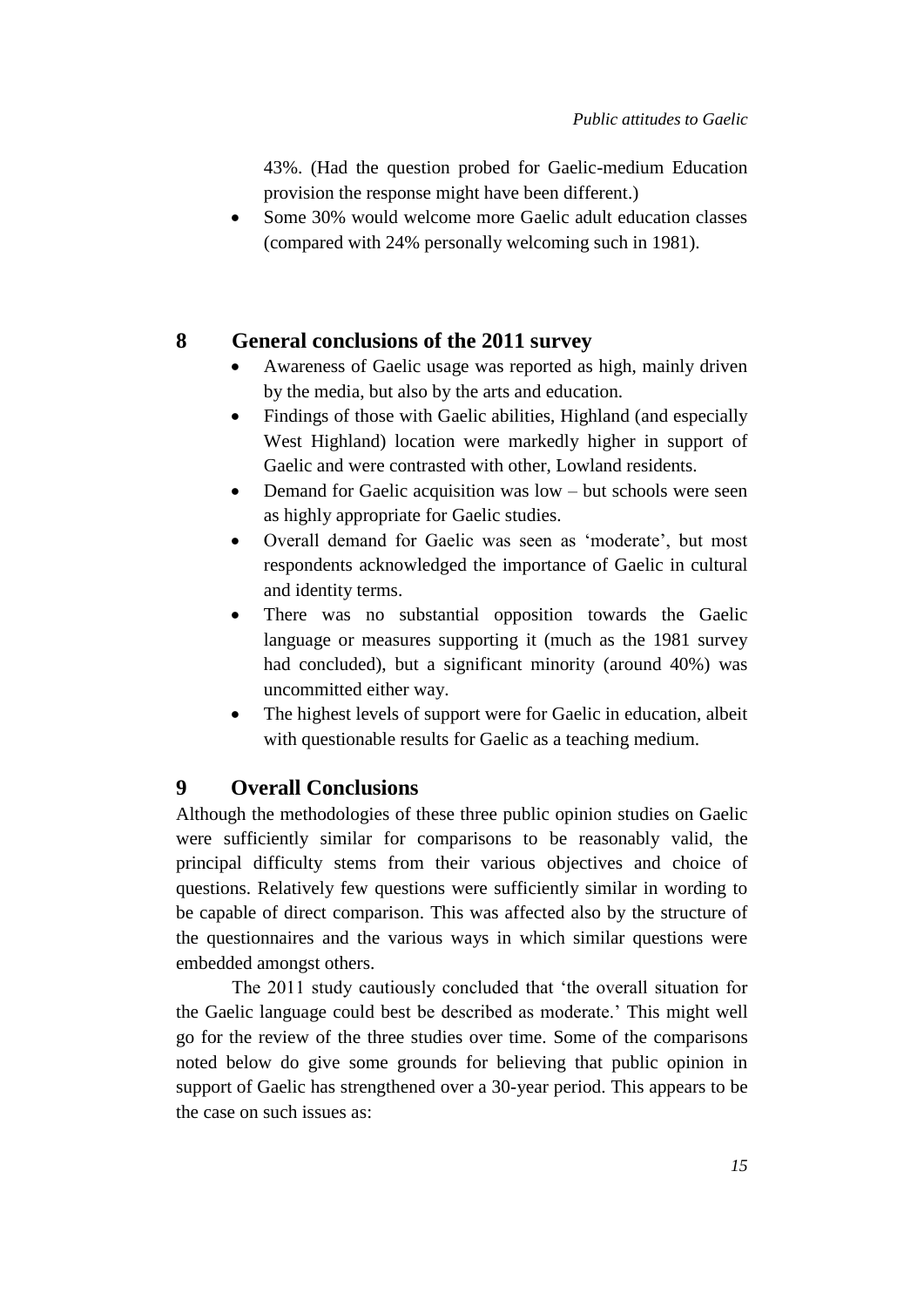43%. (Had the question probed for Gaelic-medium Education provision the response might have been different.)

- Some 30% would welcome more Gaelic adult education classes (compared with 24% personally welcoming such in 1981).

## 8 General conclusions of the 2011 survey

- Awareness of Gaelic usage was reported as high, mainly driven by the media, but also by the arts and education.
- Findings of those with Gaelic abilities, Highland (and especially West Highland) location were markedly higher in support of Gaelic and were contrasted with other, Lowland residents.
- Demand for Gaelic acquisition was low – but schools were seen as highly appropriate for Gaelic studies.
- Overall demand for Gaelic was seen as 'moderate', but most respondents acknowledged the importance of Gaelic in cultural and identity terms.
- There was no substantial opposition towards the Gaelic language or measures supporting it (much as the 1981 survey had concluded), but a significant minority (around 40%) was uncommitted either way.
- The highest levels of support were for Gaelic in education, albeit with questionable results for Gaelic as a teaching medium.

## 9 Overall Conclusions

Although the methodologies of these three public opinion studies on Gaelic were sufficiently similar for comparisons to be reasonably valid, the principal difficulty stems from their various objectives and choice of questions. Relatively few questions were sufficiently similar in wording to be capable of direct comparison. This was affected also by the structure of the questionnaires and the various ways in which similar questions were embedded amongst others.

The 2011 study cautiously concluded that 'the overall situation for the Gaelic language could best be described as moderate.' This might well go for the review of the three studies over time. Some of the comparisons noted below do give some grounds for believing that public opinion in support of Gaelic has strengthened over a 30-year period. This appears to be the case on such issues as: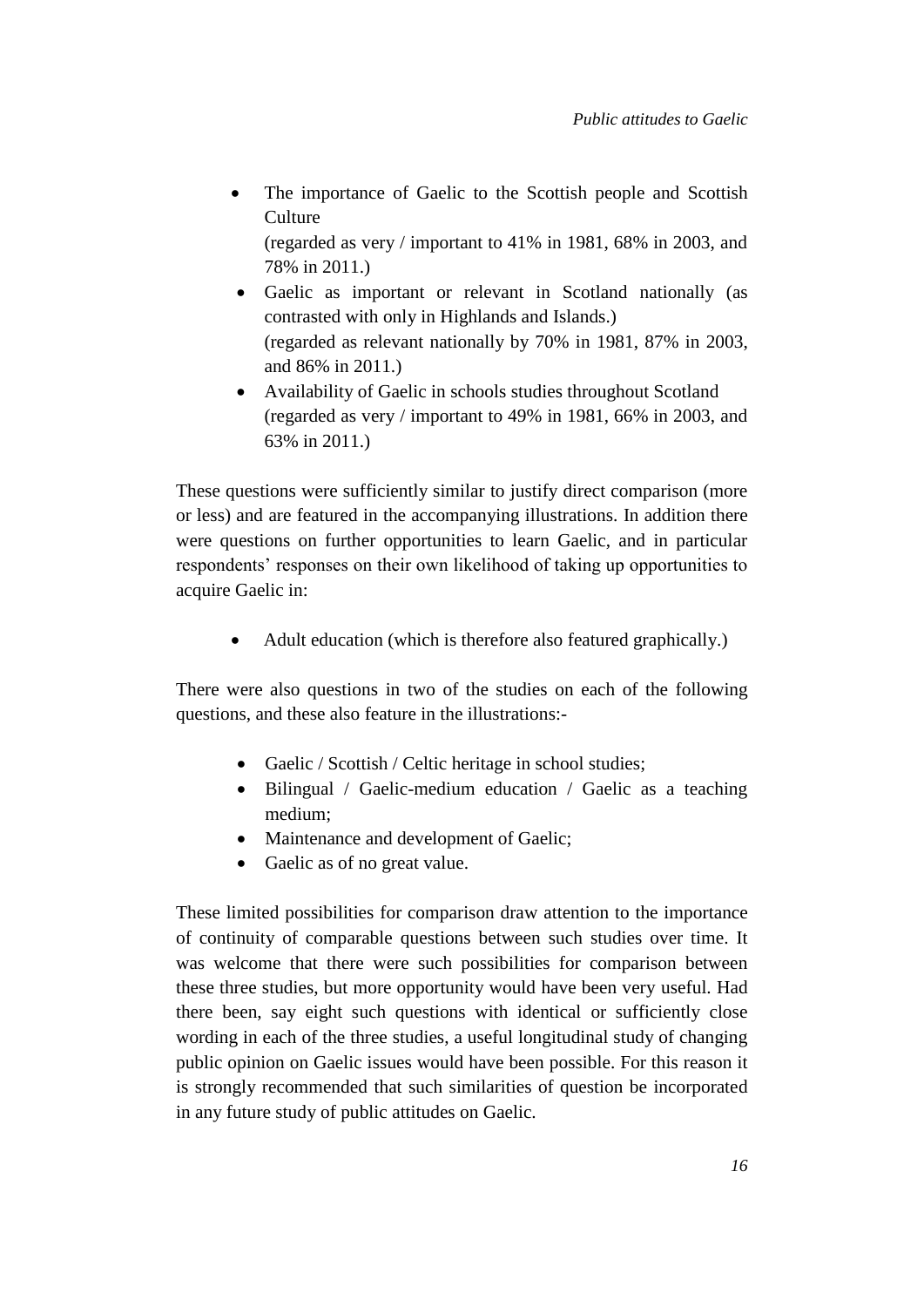- The importance of Gaelic to the Scottish people and Scottish Culture
  (regarded as very / important to 41% in 1981, 68% in 2003, and 78% in 2011.)
- Gaelic as important or relevant in Scotland nationally (as contrasted with only in Highlands and Islands.)
  (regarded as relevant nationally by 70% in 1981, 87% in 2003, and 86% in 2011.)
- Availability of Gaelic in schools studies throughout Scotland
  (regarded as very / important to 49% in 1981, 66% in 2003, and 63% in 2011.)

These questions were sufficiently similar to justify direct comparison (more or less) and are featured in the accompanying illustrations. In addition there were questions on further opportunities to learn Gaelic, and in particular respondents' responses on their own likelihood of taking up opportunities to acquire Gaelic in:

- Adult education (which is therefore also featured graphically.)

There were also questions in two of the studies on each of the following questions, and these also feature in the illustrations:-

- Gaelic / Scottish / Celtic heritage in school studies;
- Bilingual / Gaelic-medium education / Gaelic as a teaching medium;
- Maintenance and development of Gaelic;
- Gaelic as of no great value.

These limited possibilities for comparison draw attention to the importance of continuity of comparable questions between such studies over time. It was welcome that there were such possibilities for comparison between these three studies, but more opportunity would have been very useful. Had there been, say eight such questions with identical or sufficiently close wording in each of the three studies, a useful longitudinal study of changing public opinion on Gaelic issues would have been possible. For this reason it is strongly recommended that such similarities of question be incorporated in any future study of public attitudes on Gaelic.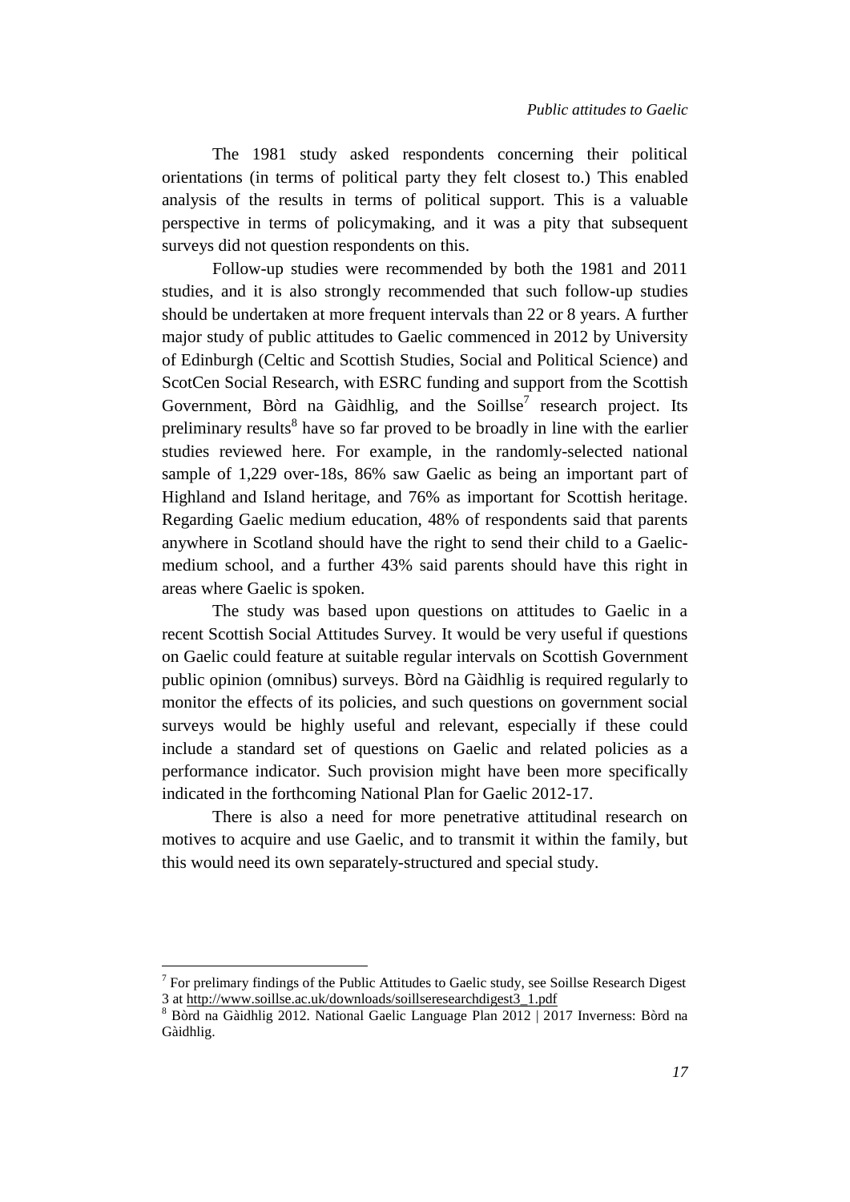The 1981 study asked respondents concerning their political orientations (in terms of political party they felt closest to.) This enabled analysis of the results in terms of political support. This is a valuable perspective in terms of policymaking, and it was a pity that subsequent surveys did not question respondents on this.

Follow-up studies were recommended by both the 1981 and 2011 studies, and it is also strongly recommended that such follow-up studies should be undertaken at more frequent intervals than 22 or 8 years. A further major study of public attitudes to Gaelic commenced in 2012 by University of Edinburgh (Celtic and Scottish Studies, Social and Political Science) and ScotCen Social Research, with ESRC funding and support from the Scottish Government, Bòrd na Gàidhlig, and the Soillse[7] research project. Its preliminary results[8] have so far proved to be broadly in line with the earlier studies reviewed here. For example, in the randomly-selected national sample of 1,229 over-18s, 86% saw Gaelic as being an important part of Highland and Island heritage, and 76% as important for Scottish heritage. Regarding Gaelic medium education, 48% of respondents said that parents anywhere in Scotland should have the right to send their child to a Gaelic-medium school, and a further 43% said parents should have this right in areas where Gaelic is spoken.

The study was based upon questions on attitudes to Gaelic in a recent Scottish Social Attitudes Survey. It would be very useful if questions on Gaelic could feature at suitable regular intervals on Scottish Government public opinion (omnibus) surveys. Bòrd na Gàidhlig is required regularly to monitor the effects of its policies, and such questions on government social surveys would be highly useful and relevant, especially if these could include a standard set of questions on Gaelic and related policies as a performance indicator. Such provision might have been more specifically indicated in the forthcoming National Plan for Gaelic 2012-17.

There is also a need for more penetrative attitudinal research on motives to acquire and use Gaelic, and to transmit it within the family, but this would need its own separately-structured and special study.

---

[7] For prelimary findings of the Public Attitudes to Gaelic study, see Soillse Research Digest 3 at http://www.soillse.ac.uk/downloads/soillseresearchdigest3_1.pdf

[8] Bòrd na Gàidhlig 2012. National Gaelic Language Plan 2012 | 2017 Inverness: Bòrd na Gàidhlig.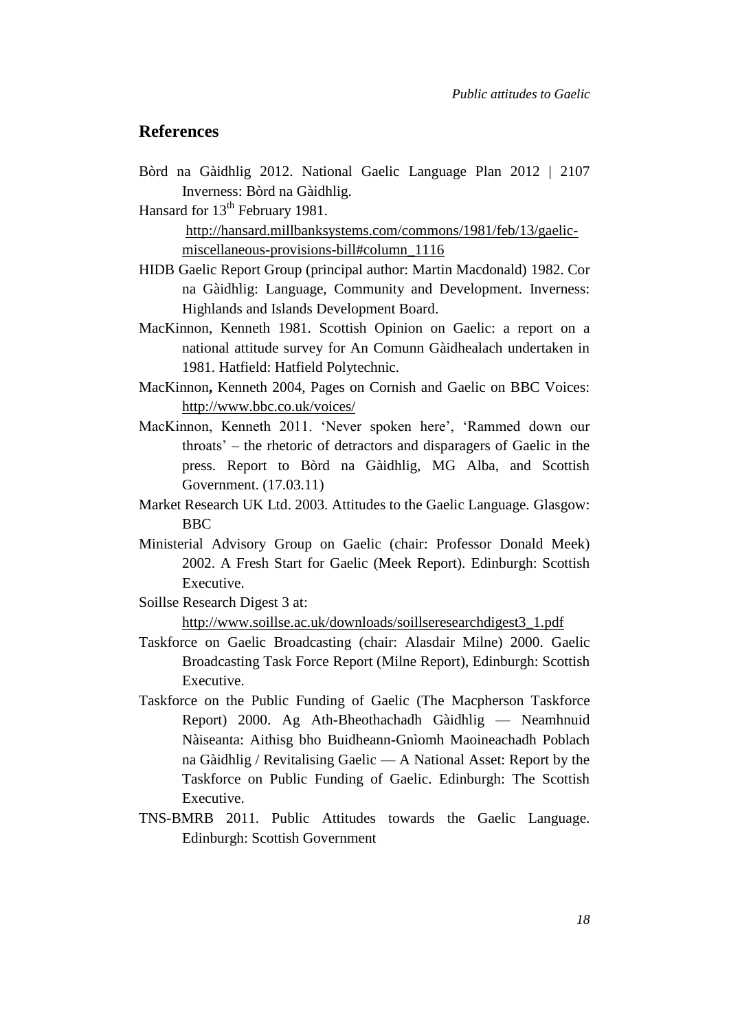## References

Bòrd na Gàidhlig 2012. National Gaelic Language Plan 2012 | 2107 Inverness: Bòrd na Gàidhlig.

Hansard for 13th February 1981. http://hansard.millbanksystems.com/commons/1981/feb/13/gaelic-miscellaneous-provisions-bill#column_1116

HIDB Gaelic Report Group (principal author: Martin Macdonald) 1982. Cor na Gàidhlig: Language, Community and Development. Inverness: Highlands and Islands Development Board.

MacKinnon, Kenneth 1981. Scottish Opinion on Gaelic: a report on a national attitude survey for An Comunn Gàidhealach undertaken in 1981. Hatfield: Hatfield Polytechnic.

MacKinnon**,** Kenneth 2004, Pages on Cornish and Gaelic on BBC Voices: http://www.bbc.co.uk/voices/

MacKinnon, Kenneth 2011. 'Never spoken here', 'Rammed down our throats' – the rhetoric of detractors and disparagers of Gaelic in the press. Report to Bòrd na Gàidhlig, MG Alba, and Scottish Government. (17.03.11)

Market Research UK Ltd. 2003. Attitudes to the Gaelic Language. Glasgow: BBC

Ministerial Advisory Group on Gaelic (chair: Professor Donald Meek) 2002. A Fresh Start for Gaelic (Meek Report). Edinburgh: Scottish Executive.

Soillse Research Digest 3 at: http://www.soillse.ac.uk/downloads/soillseresearchdigest3_1.pdf

Taskforce on Gaelic Broadcasting (chair: Alasdair Milne) 2000. Gaelic Broadcasting Task Force Report (Milne Report), Edinburgh: Scottish Executive.

Taskforce on the Public Funding of Gaelic (The Macpherson Taskforce Report) 2000. Ag Ath-Bheothachadh Gàidhlig — Neamhnuid Nàiseanta: Aithisg bho Buidheann-Gnìomh Maoineachadh Poblach na Gàidhlig / Revitalising Gaelic — A National Asset: Report by the Taskforce on Public Funding of Gaelic. Edinburgh: The Scottish Executive.

TNS-BMRB 2011. Public Attitudes towards the Gaelic Language. Edinburgh: Scottish Government